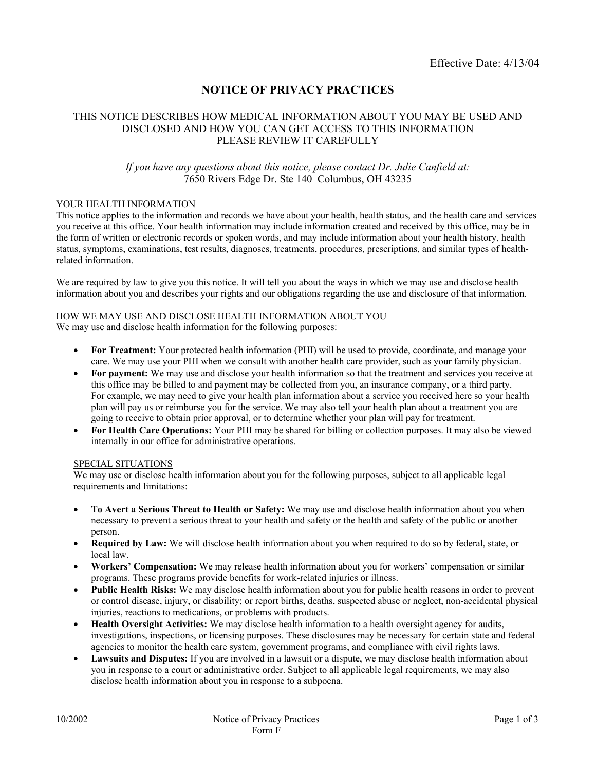Effective Date: 4/13/04

# NOTICE OF PRIVACY PRACTICES

## THIS NOTICE DESCRIBES HOW MEDICAL INFORMATION ABOUT YOU MAY BE USED AND DISCLOSED AND HOW YOU CAN GET ACCESS TO THIS INFORMATION PLEASE REVIEW IT CAREFULLY

*If you have any questions about this notice, please contact Dr. Julie Canfield at:*
7650 Rivers Edge Dr. Ste 140 Columbus, OH 43235

### YOUR HEALTH INFORMATION

This notice applies to the information and records we have about your health, health status, and the health care and services you receive at this office. Your health information may include information created and received by this office, may be in the form of written or electronic records or spoken words, and may include information about your health history, health status, symptoms, examinations, test results, diagnoses, treatments, procedures, prescriptions, and similar types of health-related information.

We are required by law to give you this notice. It will tell you about the ways in which we may use and disclose health information about you and describes your rights and our obligations regarding the use and disclosure of that information.

### HOW WE MAY USE AND DISCLOSE HEALTH INFORMATION ABOUT YOU

We may use and disclose health information for the following purposes:

- **For Treatment:** Your protected health information (PHI) will be used to provide, coordinate, and manage your care. We may use your PHI when we consult with another health care provider, such as your family physician.
- **For payment:** We may use and disclose your health information so that the treatment and services you receive at this office may be billed to and payment may be collected from you, an insurance company, or a third party. For example, we may need to give your health plan information about a service you received here so your health plan will pay us or reimburse you for the service. We may also tell your health plan about a treatment you are going to receive to obtain prior approval, or to determine whether your plan will pay for treatment.
- **For Health Care Operations:** Your PHI may be shared for billing or collection purposes. It may also be viewed internally in our office for administrative operations.

### SPECIAL SITUATIONS

We may use or disclose health information about you for the following purposes, subject to all applicable legal requirements and limitations:

- **To Avert a Serious Threat to Health or Safety:** We may use and disclose health information about you when necessary to prevent a serious threat to your health and safety or the health and safety of the public or another person.
- **Required by Law:** We will disclose health information about you when required to do so by federal, state, or local law.
- **Workers' Compensation:** We may release health information about you for workers' compensation or similar programs. These programs provide benefits for work-related injuries or illness.
- **Public Health Risks:** We may disclose health information about you for public health reasons in order to prevent or control disease, injury, or disability; or report births, deaths, suspected abuse or neglect, non-accidental physical injuries, reactions to medications, or problems with products.
- **Health Oversight Activities:** We may disclose health information to a health oversight agency for audits, investigations, inspections, or licensing purposes. These disclosures may be necessary for certain state and federal agencies to monitor the health care system, government programs, and compliance with civil rights laws.
- **Lawsuits and Disputes:** If you are involved in a lawsuit or a dispute, we may disclose health information about you in response to a court or administrative order. Subject to all applicable legal requirements, we may also disclose health information about you in response to a subpoena.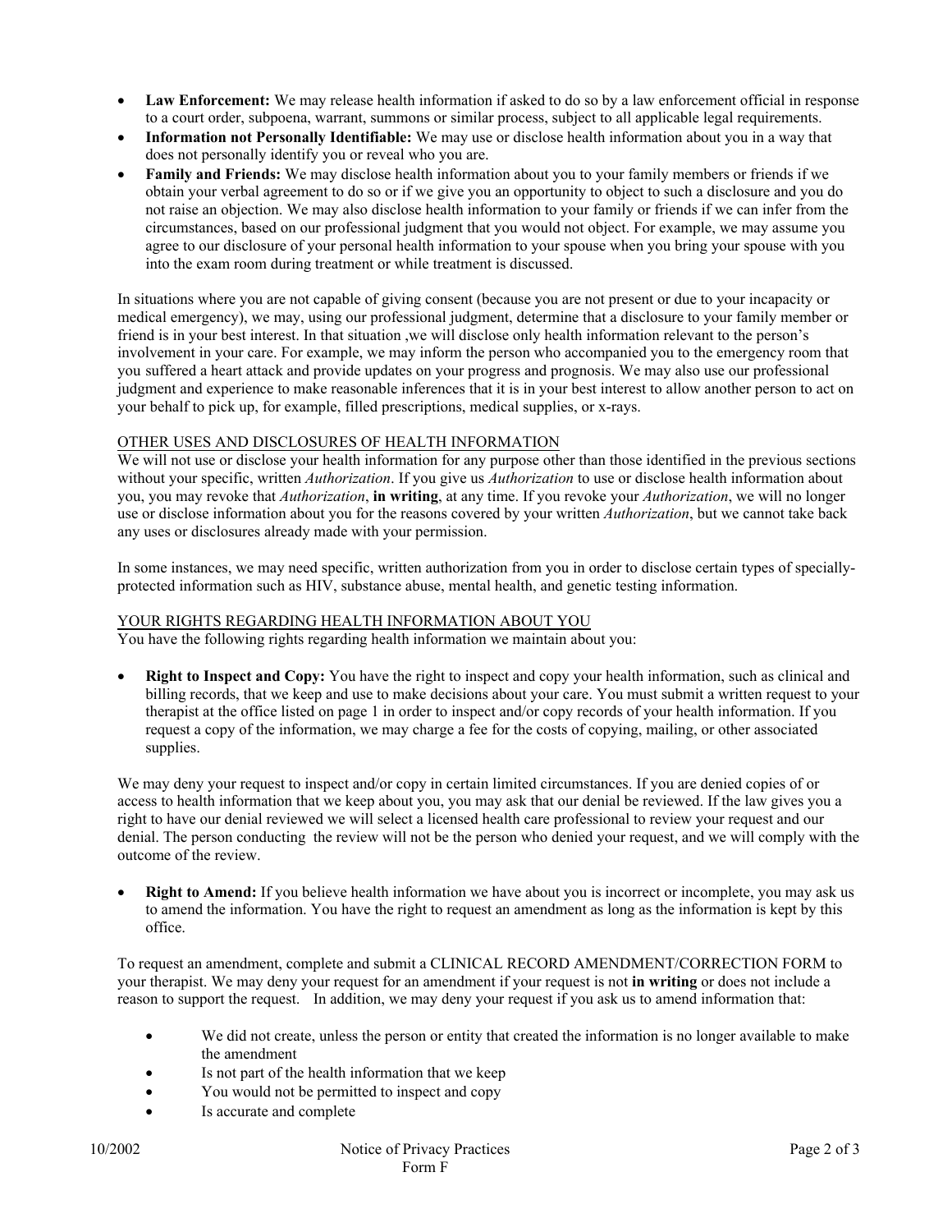- **Law Enforcement:** We may release health information if asked to do so by a law enforcement official in response to a court order, subpoena, warrant, summons or similar process, subject to all applicable legal requirements.
- **Information not Personally Identifiable:** We may use or disclose health information about you in a way that does not personally identify you or reveal who you are.
- **Family and Friends:** We may disclose health information about you to your family members or friends if we obtain your verbal agreement to do so or if we give you an opportunity to object to such a disclosure and you do not raise an objection. We may also disclose health information to your family or friends if we can infer from the circumstances, based on our professional judgment that you would not object. For example, we may assume you agree to our disclosure of your personal health information to your spouse when you bring your spouse with you into the exam room during treatment or while treatment is discussed.

In situations where you are not capable of giving consent (because you are not present or due to your incapacity or medical emergency), we may, using our professional judgment, determine that a disclosure to your family member or friend is in your best interest. In that situation ,we will disclose only health information relevant to the person's involvement in your care. For example, we may inform the person who accompanied you to the emergency room that you suffered a heart attack and provide updates on your progress and prognosis. We may also use our professional judgment and experience to make reasonable inferences that it is in your best interest to allow another person to act on your behalf to pick up, for example, filled prescriptions, medical supplies, or x-rays.

## OTHER USES AND DISCLOSURES OF HEALTH INFORMATION

We will not use or disclose your health information for any purpose other than those identified in the previous sections without your specific, written *Authorization*. If you give us *Authorization* to use or disclose health information about you, you may revoke that *Authorization*, **in writing**, at any time. If you revoke your *Authorization*, we will no longer use or disclose information about you for the reasons covered by your written *Authorization*, but we cannot take back any uses or disclosures already made with your permission.

In some instances, we may need specific, written authorization from you in order to disclose certain types of specially-protected information such as HIV, substance abuse, mental health, and genetic testing information.

## YOUR RIGHTS REGARDING HEALTH INFORMATION ABOUT YOU

You have the following rights regarding health information we maintain about you:

- **Right to Inspect and Copy:** You have the right to inspect and copy your health information, such as clinical and billing records, that we keep and use to make decisions about your care. You must submit a written request to your therapist at the office listed on page 1 in order to inspect and/or copy records of your health information. If you request a copy of the information, we may charge a fee for the costs of copying, mailing, or other associated supplies.

We may deny your request to inspect and/or copy in certain limited circumstances. If you are denied copies of or access to health information that we keep about you, you may ask that our denial be reviewed. If the law gives you a right to have our denial reviewed we will select a licensed health care professional to review your request and our denial. The person conducting the review will not be the person who denied your request, and we will comply with the outcome of the review.

- **Right to Amend:** If you believe health information we have about you is incorrect or incomplete, you may ask us to amend the information. You have the right to request an amendment as long as the information is kept by this office.

To request an amendment, complete and submit a CLINICAL RECORD AMENDMENT/CORRECTION FORM to your therapist. We may deny your request for an amendment if your request is not **in writing** or does not include a reason to support the request. In addition, we may deny your request if you ask us to amend information that:

- We did not create, unless the person or entity that created the information is no longer available to make the amendment
- Is not part of the health information that we keep
- You would not be permitted to inspect and copy
- Is accurate and complete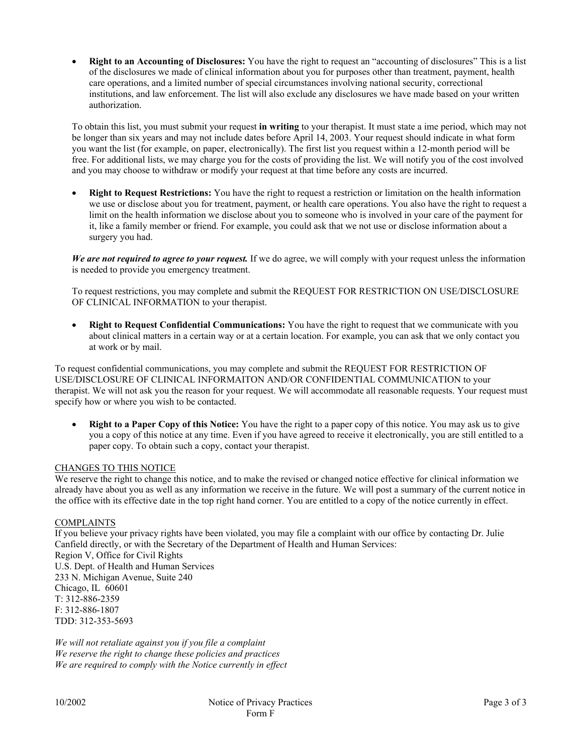- **Right to an Accounting of Disclosures:** You have the right to request an "accounting of disclosures" This is a list of the disclosures we made of clinical information about you for purposes other than treatment, payment, health care operations, and a limited number of special circumstances involving national security, correctional institutions, and law enforcement. The list will also exclude any disclosures we have made based on your written authorization.

To obtain this list, you must submit your request **in writing** to your therapist. It must state a ime period, which may not be longer than six years and may not include dates before April 14, 2003. Your request should indicate in what form you want the list (for example, on paper, electronically). The first list you request within a 12-month period will be free. For additional lists, we may charge you for the costs of providing the list. We will notify you of the cost involved and you may choose to withdraw or modify your request at that time before any costs are incurred.

- **Right to Request Restrictions:** You have the right to request a restriction or limitation on the health information we use or disclose about you for treatment, payment, or health care operations. You also have the right to request a limit on the health information we disclose about you to someone who is involved in your care of the payment for it, like a family member or friend. For example, you could ask that we not use or disclose information about a surgery you had.

***We are not required to agree to your request.*** If we do agree, we will comply with your request unless the information is needed to provide you emergency treatment.

To request restrictions, you may complete and submit the REQUEST FOR RESTRICTION ON USE/DISCLOSURE OF CLINICAL INFORMATION to your therapist.

- **Right to Request Confidential Communications:** You have the right to request that we communicate with you about clinical matters in a certain way or at a certain location. For example, you can ask that we only contact you at work or by mail.

To request confidential communications, you may complete and submit the REQUEST FOR RESTRICTION OF USE/DISCLOSURE OF CLINICAL INFORMAITON AND/OR CONFIDENTIAL COMMUNICATION to your therapist. We will not ask you the reason for your request. We will accommodate all reasonable requests. Your request must specify how or where you wish to be contacted.

- **Right to a Paper Copy of this Notice:** You have the right to a paper copy of this notice. You may ask us to give you a copy of this notice at any time. Even if you have agreed to receive it electronically, you are still entitled to a paper copy. To obtain such a copy, contact your therapist.

CHANGES TO THIS NOTICE

We reserve the right to change this notice, and to make the revised or changed notice effective for clinical information we already have about you as well as any information we receive in the future. We will post a summary of the current notice in the office with its effective date in the top right hand corner. You are entitled to a copy of the notice currently in effect.

COMPLAINTS

If you believe your privacy rights have been violated, you may file a complaint with our office by contacting Dr. Julie Canfield directly, or with the Secretary of the Department of Health and Human Services:
Region V, Office for Civil Rights
U.S. Dept. of Health and Human Services
233 N. Michigan Avenue, Suite 240
Chicago, IL 60601
T: 312-886-2359
F: 312-886-1807
TDD: 312-353-5693

*We will not retaliate against you if you file a complaint*
*We reserve the right to change these policies and practices*
*We are required to comply with the Notice currently in effect*

10/2002 Notice of Privacy Practices
Form F